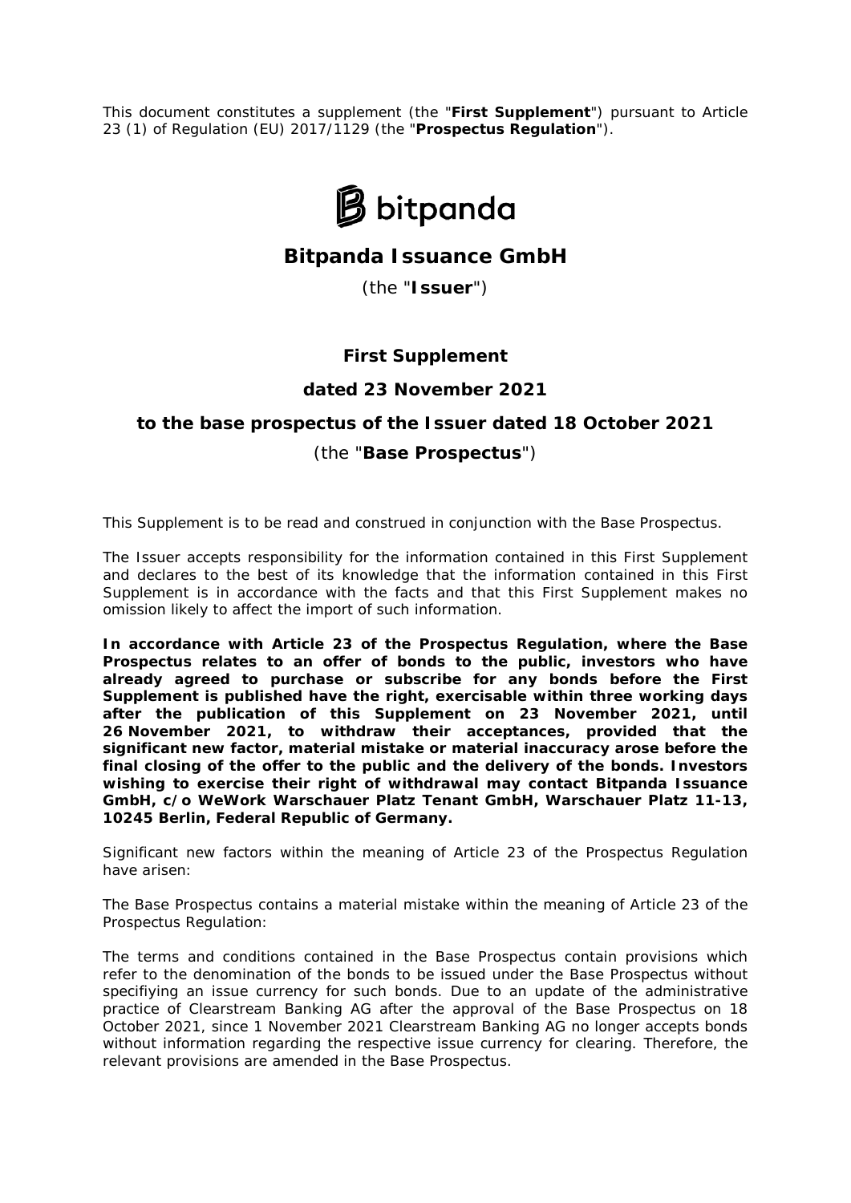This document constitutes a supplement (the "**First Supplement**") pursuant to Article 23 (1) of Regulation (EU) 2017/1129 (the "**Prospectus Regulation**").

bitpanda

# Bitpanda Issuance GmbH

(the "**Issuer**")

## First Supplement

## dated 23 November 2021

## to the base prospectus of the Issuer dated 18 October 2021

(the "**Base Prospectus**")

This Supplement is to be read and construed in conjunction with the Base Prospectus.

The Issuer accepts responsibility for the information contained in this First Supplement and declares to the best of its knowledge that the information contained in this First Supplement is in accordance with the facts and that this First Supplement makes no omission likely to affect the import of such information.

**In accordance with Article 23 of the Prospectus Regulation, where the Base Prospectus relates to an offer of bonds to the public, investors who have already agreed to purchase or subscribe for any bonds before the First Supplement is published have the right, exercisable within three working days after the publication of this Supplement on 23 November 2021, until 26 November 2021, to withdraw their acceptances, provided that the significant new factor, material mistake or material inaccuracy arose before the final closing of the offer to the public and the delivery of the bonds. Investors wishing to exercise their right of withdrawal may contact Bitpanda Issuance GmbH, c/o WeWork Warschauer Platz Tenant GmbH, Warschauer Platz 11-13, 10245 Berlin, Federal Republic of Germany.**

Significant new factors within the meaning of Article 23 of the Prospectus Regulation have arisen:

The Base Prospectus contains a material mistake within the meaning of Article 23 of the Prospectus Regulation:

The terms and conditions contained in the Base Prospectus contain provisions which refer to the denomination of the bonds to be issued under the Base Prospectus without specifiying an issue currency for such bonds. Due to an update of the administrative practice of Clearstream Banking AG after the approval of the Base Prospectus on 18 October 2021, since 1 November 2021 Clearstream Banking AG no longer accepts bonds without information regarding the respective issue currency for clearing. Therefore, the relevant provisions are amended in the Base Prospectus.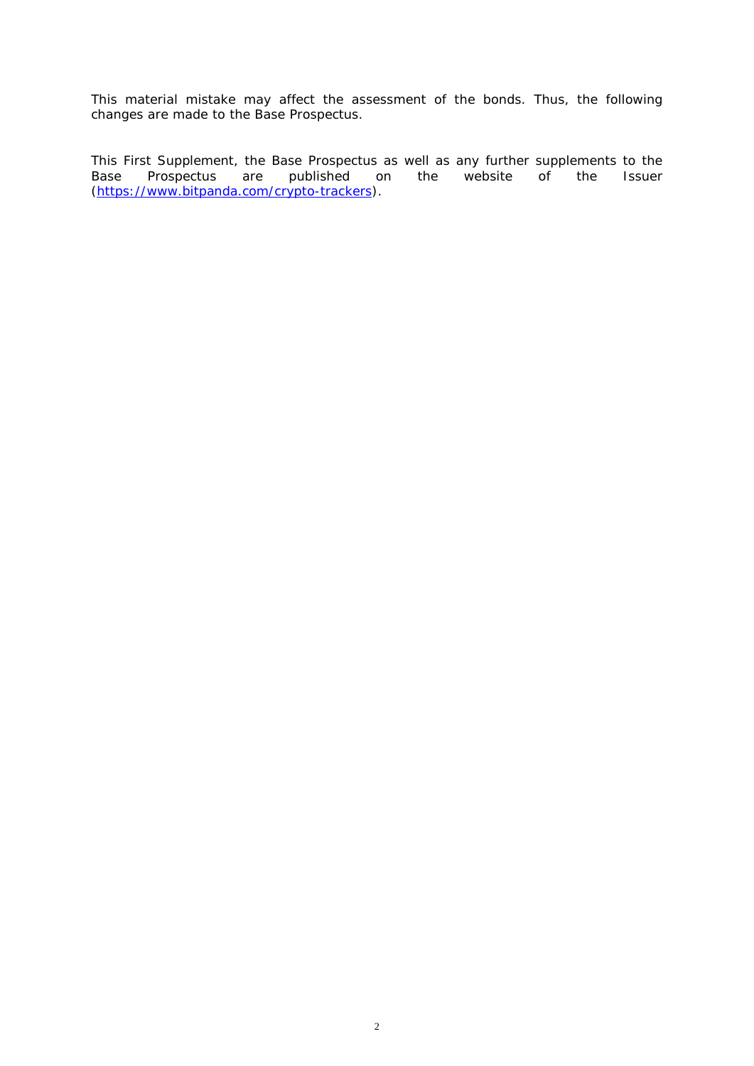This material mistake may affect the assessment of the bonds. Thus, the following changes are made to the Base Prospectus.

This First Supplement, the Base Prospectus as well as any further supplements to the Base Prospectus are published on the website of the Issuer (https://www.bitpanda.com/crypto-trackers).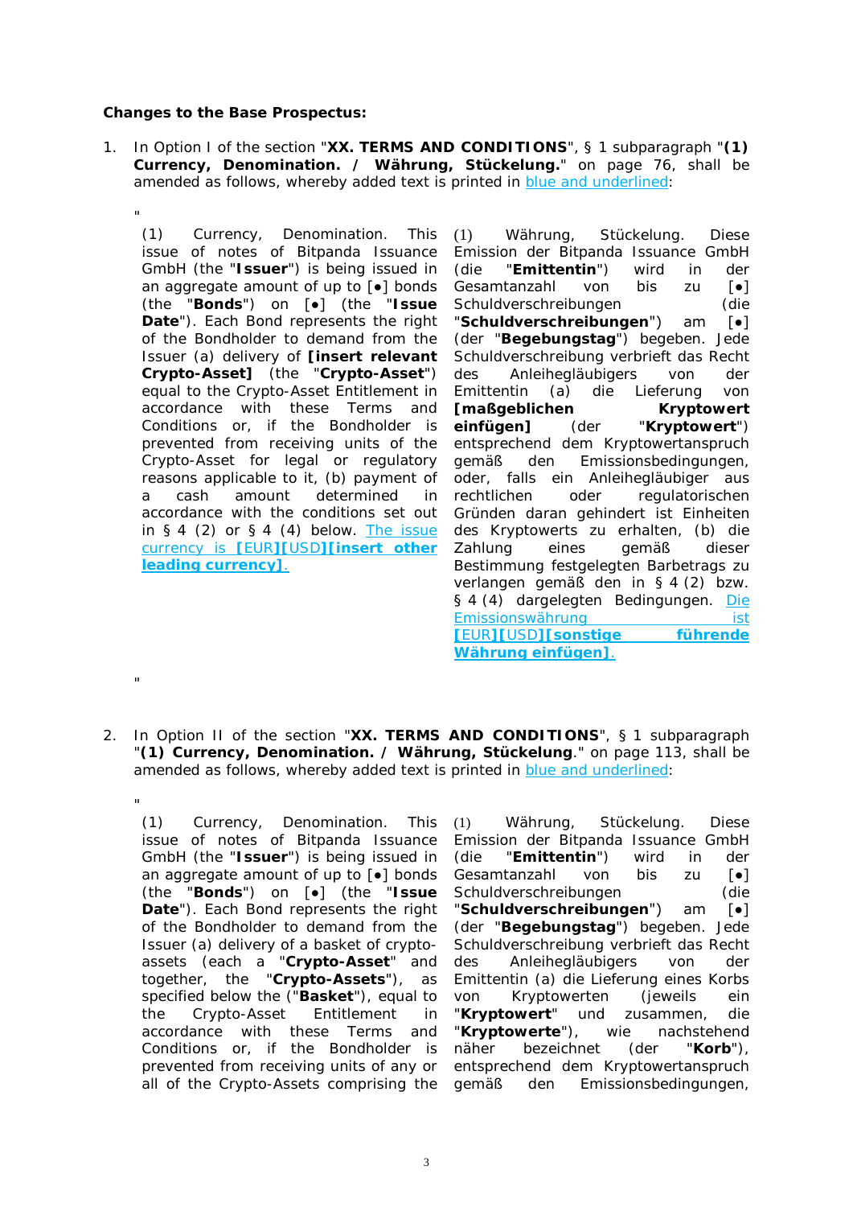**Changes to the Base Prospectus:**

1. In Option I of the section "**XX. TERMS AND CONDITIONS**", § 1 subparagraph "**(1) Currency, Denomination. / Währung, Stückelung.**" on page 76, shall be amended as follows, whereby added text is printed in blue and underlined:

"

| | |
|---|---|
| (1) Currency, Denomination. This issue of notes of Bitpanda Issuance GmbH (the "**Issuer**") is being issued in an aggregate amount of up to [●] bonds (the "**Bonds**") on [●] (the "**Issue Date**"). Each Bond represents the right of the Bondholder to demand from the Issuer (a) delivery of **[insert relevant Crypto-Asset]** (the "**Crypto-Asset**") equal to the Crypto-Asset Entitlement in accordance with these Terms and Conditions or, if the Bondholder is prevented from receiving units of the Crypto-Asset for legal or regulatory reasons applicable to it, (b) payment of a cash amount determined in accordance with the conditions set out in § 4 (2) or § 4 (4) below. The issue currency is **[EUR][USD][insert other leading currency]**. | (1) Währung, Stückelung. Diese Emission der Bitpanda Issuance GmbH (die "**Emittentin**") wird in der Gesamtanzahl von bis zu [●] Schuldverschreibungen (die "**Schuldverschreibungen**") am [●] (der "**Begebungstag**") begeben. Jede Schuldverschreibung verbrieft das Recht des Anleihegläubigers von der Emittentin (a) die Lieferung von **[maßgeblichen Kryptowert einfügen]** (der "**Kryptowert**") entsprechend dem Kryptowertanspruch gemäß den Emissionsbedingungen, oder, falls ein Anleihegläubiger aus rechtlichen oder regulatorischen Gründen daran gehindert ist Einheiten des Kryptowerts zu erhalten, (b) die Zahlung eines gemäß dieser Bestimmung festgelegten Barbetrags zu verlangen gemäß den in § 4 (2) bzw. § 4 (4) dargelegten Bedingungen. Die Emissionswährung ist **[EUR][USD][sonstige führende Währung einfügen]**. |

"

2. In Option II of the section "**XX. TERMS AND CONDITIONS**", § 1 subparagraph "**(1) Currency, Denomination. / Währung, Stückelung**." on page 113, shall be amended as follows, whereby added text is printed in blue and underlined:

"

| | |
|---|---|
| (1) Currency, Denomination. This issue of notes of Bitpanda Issuance GmbH (the "**Issuer**") is being issued in an aggregate amount of up to [●] bonds (the "**Bonds**") on [●] (the "**Issue Date**"). Each Bond represents the right of the Bondholder to demand from the Issuer (a) delivery of a basket of crypto-assets (each a "**Crypto-Asset**" and together, the "**Crypto-Assets**"), as specified below the ("**Basket**"), equal to the Crypto-Asset Entitlement in accordance with these Terms and Conditions or, if the Bondholder is prevented from receiving units of any or all of the Crypto-Assets comprising the | (1) Währung, Stückelung. Diese Emission der Bitpanda Issuance GmbH (die "**Emittentin**") wird in der Gesamtanzahl von bis zu [●] Schuldverschreibungen (die "**Schuldverschreibungen**") am [●] (der "**Begebungstag**") begeben. Jede Schuldverschreibung verbrieft das Recht des Anleihegläubigers von der Emittentin (a) die Lieferung eines Korbs von Kryptowerten (jeweils ein "**Kryptowert**" und zusammen, die "**Kryptowerte**"), wie nachstehend näher bezeichnet (der "**Korb**"), entsprechend dem Kryptowertanspruch gemäß den Emissionsbedingungen, |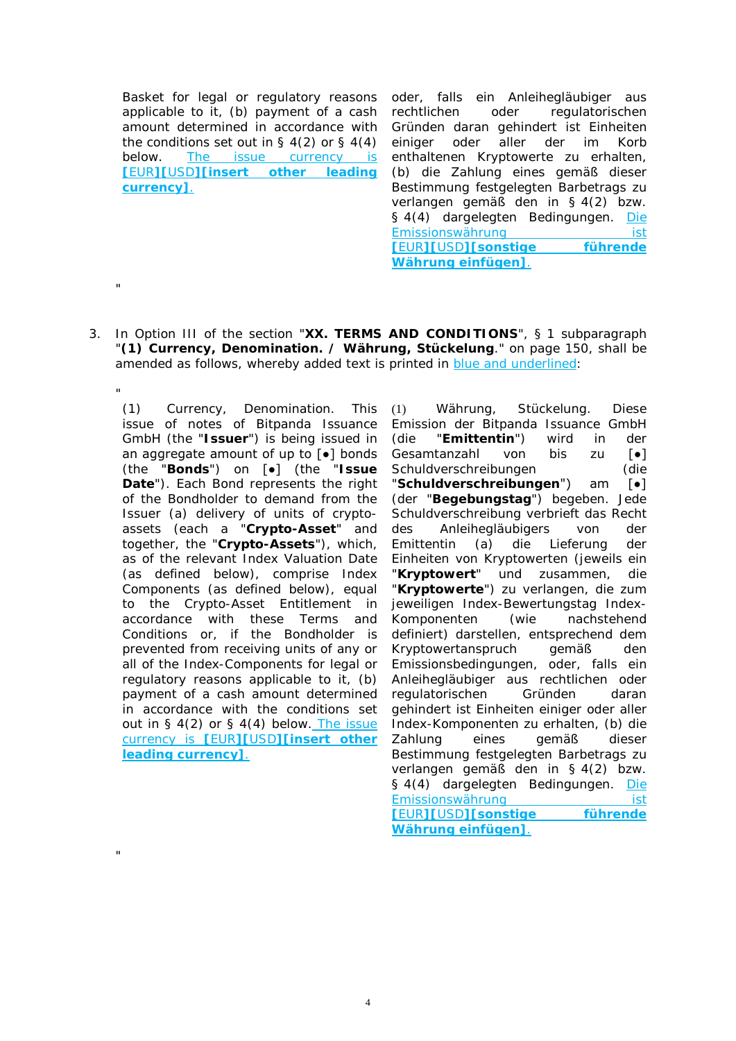Basket for legal or regulatory reasons applicable to it, (b) payment of a cash amount determined in accordance with the conditions set out in § 4(2) or § 4(4) below. The issue currency is **[EUR][USD][insert other leading currency]**.

oder, falls ein Anleihegläubiger aus rechtlichen oder regulatorischen Gründen daran gehindert ist Einheiten einiger oder aller der im Korb enthaltenen Kryptowerte zu erhalten, (b) die Zahlung eines gemäß dieser Bestimmung festgelegten Barbetrags zu verlangen gemäß den in § 4(2) bzw. § 4(4) dargelegten Bedingungen. Die Emissionswährung ist **[EUR][USD][sonstige führende Währung einfügen]**.

"

3. In Option III of the section "**XX. TERMS AND CONDITIONS**", § 1 subparagraph "**(1) Currency, Denomination. / Währung, Stückelung**." on page 150, shall be amended as follows, whereby added text is printed in blue and underlined:

"

(1) Currency, Denomination. This issue of notes of Bitpanda Issuance GmbH (the "**Issuer**") is being issued in an aggregate amount of up to [•] bonds (the "**Bonds**") on [•] (the "**Issue Date**"). Each Bond represents the right of the Bondholder to demand from the Issuer (a) delivery of units of crypto-assets (each a "**Crypto-Asset**" and together, the "**Crypto-Assets**"), which, as of the relevant Index Valuation Date (as defined below), comprise Index Components (as defined below), equal to the Crypto-Asset Entitlement in accordance with these Terms and Conditions or, if the Bondholder is prevented from receiving units of any or all of the Index-Components for legal or regulatory reasons applicable to it, (b) payment of a cash amount determined in accordance with the conditions set out in § 4(2) or § 4(4) below. The issue currency is **[EUR][USD][insert other leading currency]**.

(1) Währung, Stückelung. Diese Emission der Bitpanda Issuance GmbH (die "**Emittentin**") wird in der Gesamtanzahl von bis zu [•] Schuldverschreibungen (die "**Schuldverschreibungen**") am [•] (der "**Begebungstag**") begeben. Jede Schuldverschreibung verbrieft das Recht des Anleihegläubigers von der Emittentin (a) die Lieferung der Einheiten von Kryptowerten (jeweils ein "**Kryptowert**" und zusammen, die "**Kryptowerte**") zu verlangen, die zum jeweiligen Index-Bewertungstag Index-Komponenten (wie nachstehend definiert) darstellen, entsprechend dem Kryptowertanspruch gemäß den Emissionsbedingungen, oder, falls ein Anleihegläubiger aus rechtlichen oder regulatorischen Gründen daran gehindert ist Einheiten einiger oder aller Index-Komponenten zu erhalten, (b) die Zahlung eines gemäß dieser Bestimmung festgelegten Barbetrags zu verlangen gemäß den in § 4(2) bzw. § 4(4) dargelegten Bedingungen. Die Emissionswährung ist **[EUR][USD][sonstige führende Währung einfügen]**.

"